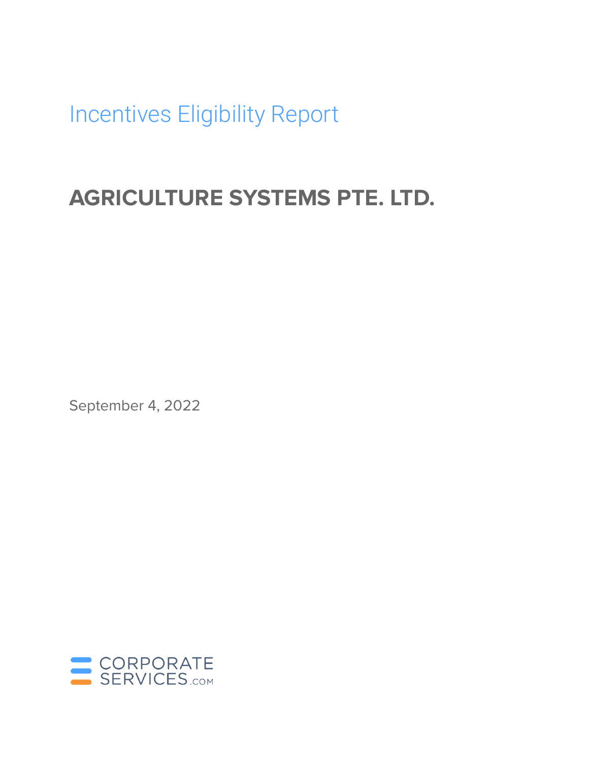# Incentives Eligibility Report

## AGRICULTURE SYSTEMS PTE. LTD.

September 4, 2022

CORPORATE SERVICES.COM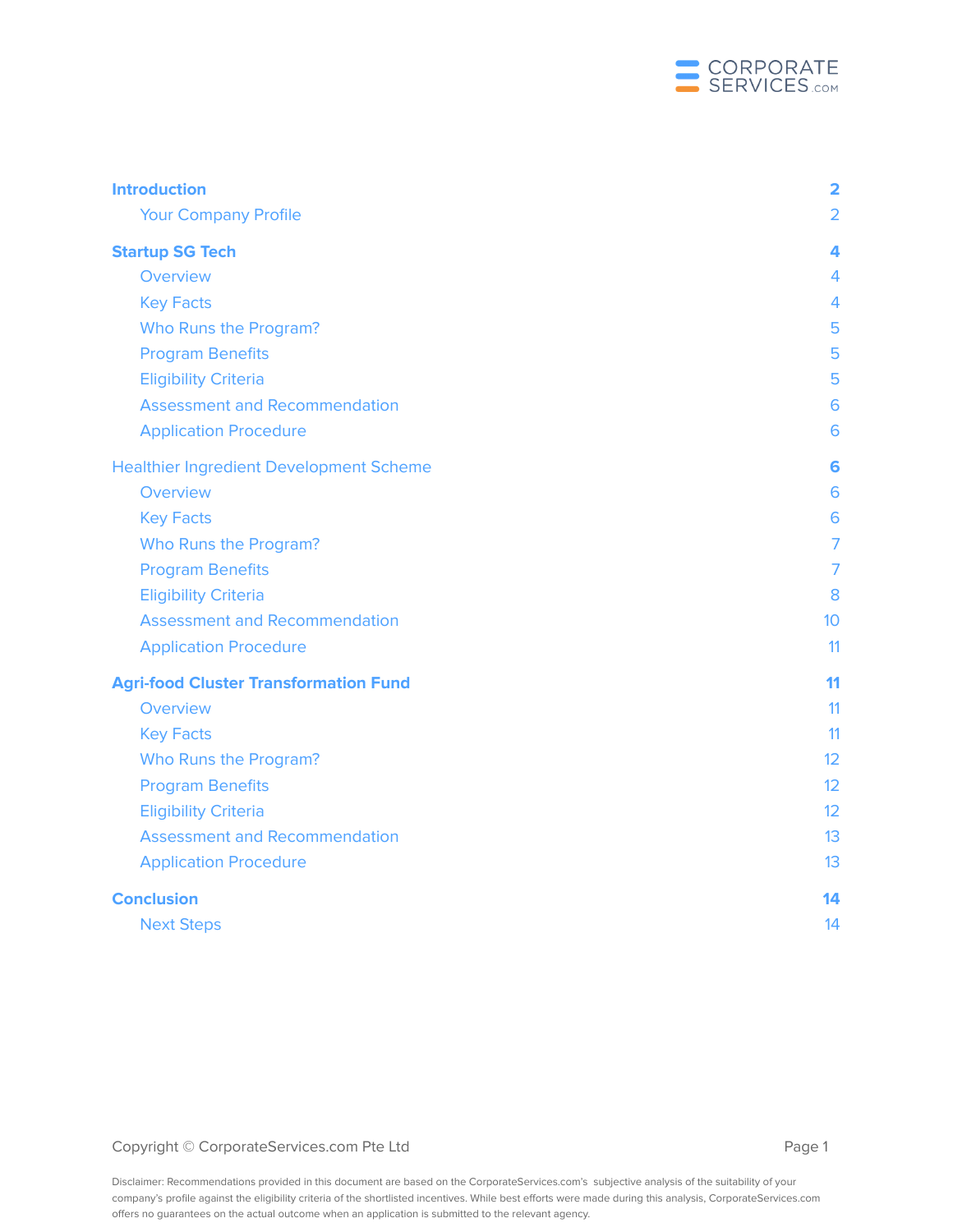| | |
|---|---|
| **Introduction** | **2** |
| Your Company Profile | 2 |
| **Startup SG Tech** | **4** |
| Overview | 4 |
| Key Facts | 4 |
| Who Runs the Program? | 5 |
| Program Benefits | 5 |
| Eligibility Criteria | 5 |
| Assessment and Recommendation | 6 |
| Application Procedure | 6 |
| Healthier Ingredient Development Scheme | **6** |
| Overview | 6 |
| Key Facts | 6 |
| Who Runs the Program? | 7 |
| Program Benefits | 7 |
| Eligibility Criteria | 8 |
| Assessment and Recommendation | 10 |
| Application Procedure | 11 |
| **Agri-food Cluster Transformation Fund** | **11** |
| Overview | 11 |
| Key Facts | 11 |
| Who Runs the Program? | 12 |
| Program Benefits | 12 |
| Eligibility Criteria | 12 |
| Assessment and Recommendation | 13 |
| Application Procedure | 13 |
| **Conclusion** | **14** |
| Next Steps | 14 |

Disclaimer: Recommendations provided in this document are based on the CorporateServices.com's subjective analysis of the suitability of your company's profile against the eligibility criteria of the shortlisted incentives. While best efforts were made during this analysis, CorporateServices.com offers no guarantees on the actual outcome when an application is submitted to the relevant agency.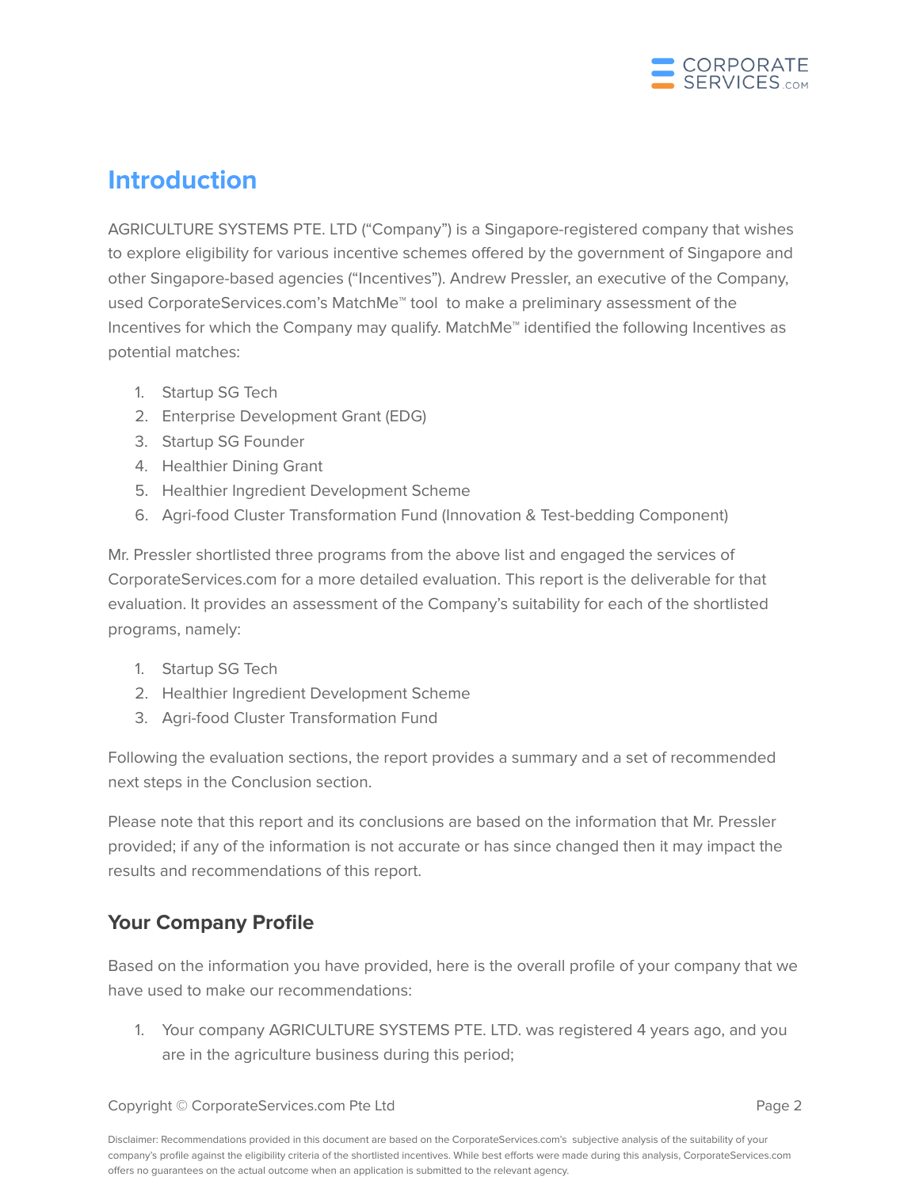# Introduction

AGRICULTURE SYSTEMS PTE. LTD ("Company") is a Singapore-registered company that wishes to explore eligibility for various incentive schemes offered by the government of Singapore and other Singapore-based agencies ("Incentives"). Andrew Pressler, an executive of the Company, used CorporateServices.com's MatchMe™ tool to make a preliminary assessment of the Incentives for which the Company may qualify. MatchMe™ identified the following Incentives as potential matches:

1. Startup SG Tech
2. Enterprise Development Grant (EDG)
3. Startup SG Founder
4. Healthier Dining Grant
5. Healthier Ingredient Development Scheme
6. Agri-food Cluster Transformation Fund (Innovation & Test-bedding Component)

Mr. Pressler shortlisted three programs from the above list and engaged the services of CorporateServices.com for a more detailed evaluation. This report is the deliverable for that evaluation. It provides an assessment of the Company's suitability for each of the shortlisted programs, namely:

1. Startup SG Tech
2. Healthier Ingredient Development Scheme
3. Agri-food Cluster Transformation Fund

Following the evaluation sections, the report provides a summary and a set of recommended next steps in the Conclusion section.

Please note that this report and its conclusions are based on the information that Mr. Pressler provided; if any of the information is not accurate or has since changed then it may impact the results and recommendations of this report.

## Your Company Profile

Based on the information you have provided, here is the overall profile of your company that we have used to make our recommendations:

1. Your company AGRICULTURE SYSTEMS PTE. LTD. was registered 4 years ago, and you are in the agriculture business during this period;

Disclaimer: Recommendations provided in this document are based on the CorporateServices.com's subjective analysis of the suitability of your company's profile against the eligibility criteria of the shortlisted incentives. While best efforts were made during this analysis, CorporateServices.com offers no guarantees on the actual outcome when an application is submitted to the relevant agency.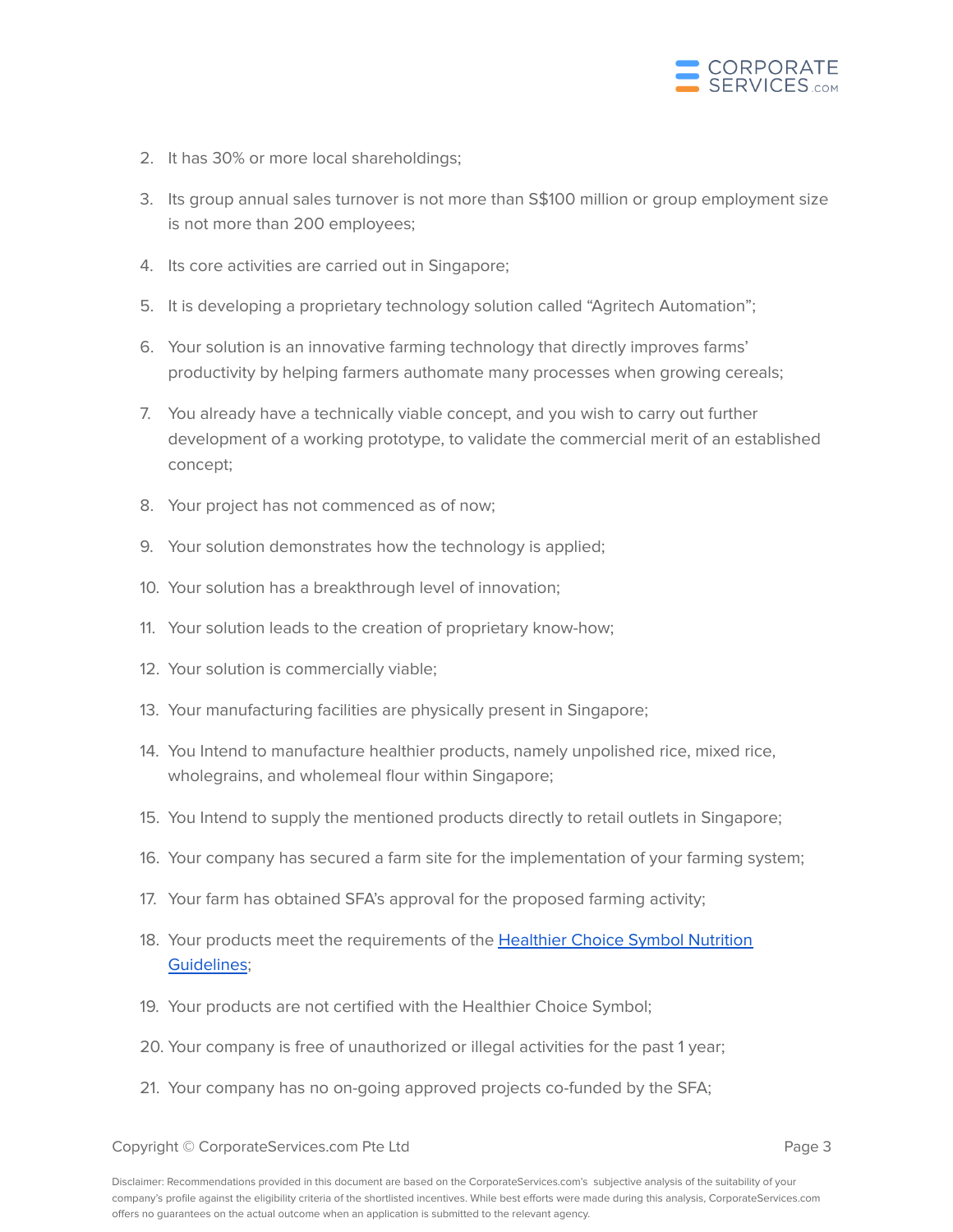2. It has 30% or more local shareholdings;
3. Its group annual sales turnover is not more than S$100 million or group employment size is not more than 200 employees;
4. Its core activities are carried out in Singapore;
5. It is developing a proprietary technology solution called "Agritech Automation";
6. Your solution is an innovative farming technology that directly improves farms' productivity by helping farmers authomate many processes when growing cereals;
7. You already have a technically viable concept, and you wish to carry out further development of a working prototype, to validate the commercial merit of an established concept;
8. Your project has not commenced as of now;
9. Your solution demonstrates how the technology is applied;
10. Your solution has a breakthrough level of innovation;
11. Your solution leads to the creation of proprietary know-how;
12. Your solution is commercially viable;
13. Your manufacturing facilities are physically present in Singapore;
14. You Intend to manufacture healthier products, namely unpolished rice, mixed rice, wholegrains, and wholemeal flour within Singapore;
15. You Intend to supply the mentioned products directly to retail outlets in Singapore;
16. Your company has secured a farm site for the implementation of your farming system;
17. Your farm has obtained SFA's approval for the proposed farming activity;
18. Your products meet the requirements of the Healthier Choice Symbol Nutrition Guidelines;
19. Your products are not certified with the Healthier Choice Symbol;
20. Your company is free of unauthorized or illegal activities for the past 1 year;
21. Your company has no on-going approved projects co-funded by the SFA;

Disclaimer: Recommendations provided in this document are based on the CorporateServices.com's subjective analysis of the suitability of your company's profile against the eligibility criteria of the shortlisted incentives. While best efforts were made during this analysis, CorporateServices.com offers no guarantees on the actual outcome when an application is submitted to the relevant agency.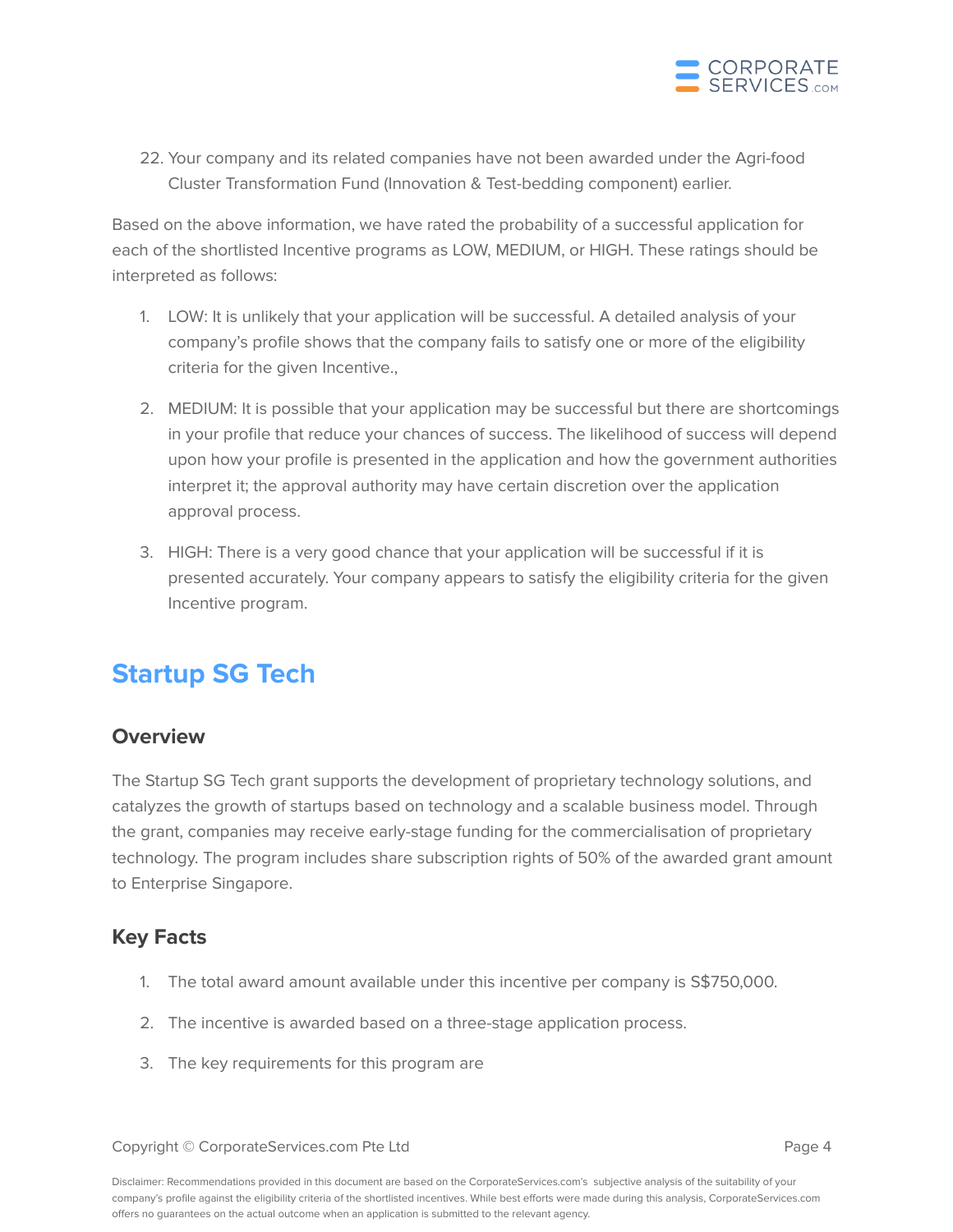22. Your company and its related companies have not been awarded under the Agri-food Cluster Transformation Fund (Innovation & Test-bedding component) earlier.

Based on the above information, we have rated the probability of a successful application for each of the shortlisted Incentive programs as LOW, MEDIUM, or HIGH. These ratings should be interpreted as follows:

1. LOW: It is unlikely that your application will be successful. A detailed analysis of your company's profile shows that the company fails to satisfy one or more of the eligibility criteria for the given Incentive.,
2. MEDIUM: It is possible that your application may be successful but there are shortcomings in your profile that reduce your chances of success. The likelihood of success will depend upon how your profile is presented in the application and how the government authorities interpret it; the approval authority may have certain discretion over the application approval process.
3. HIGH: There is a very good chance that your application will be successful if it is presented accurately. Your company appears to satisfy the eligibility criteria for the given Incentive program.

# Startup SG Tech

## Overview

The Startup SG Tech grant supports the development of proprietary technology solutions, and catalyzes the growth of startups based on technology and a scalable business model. Through the grant, companies may receive early-stage funding for the commercialisation of proprietary technology. The program includes share subscription rights of 50% of the awarded grant amount to Enterprise Singapore.

## Key Facts

1. The total award amount available under this incentive per company is S$750,000.
2. The incentive is awarded based on a three-stage application process.
3. The key requirements for this program are

Disclaimer: Recommendations provided in this document are based on the CorporateServices.com's subjective analysis of the suitability of your company's profile against the eligibility criteria of the shortlisted incentives. While best efforts were made during this analysis, CorporateServices.com offers no guarantees on the actual outcome when an application is submitted to the relevant agency.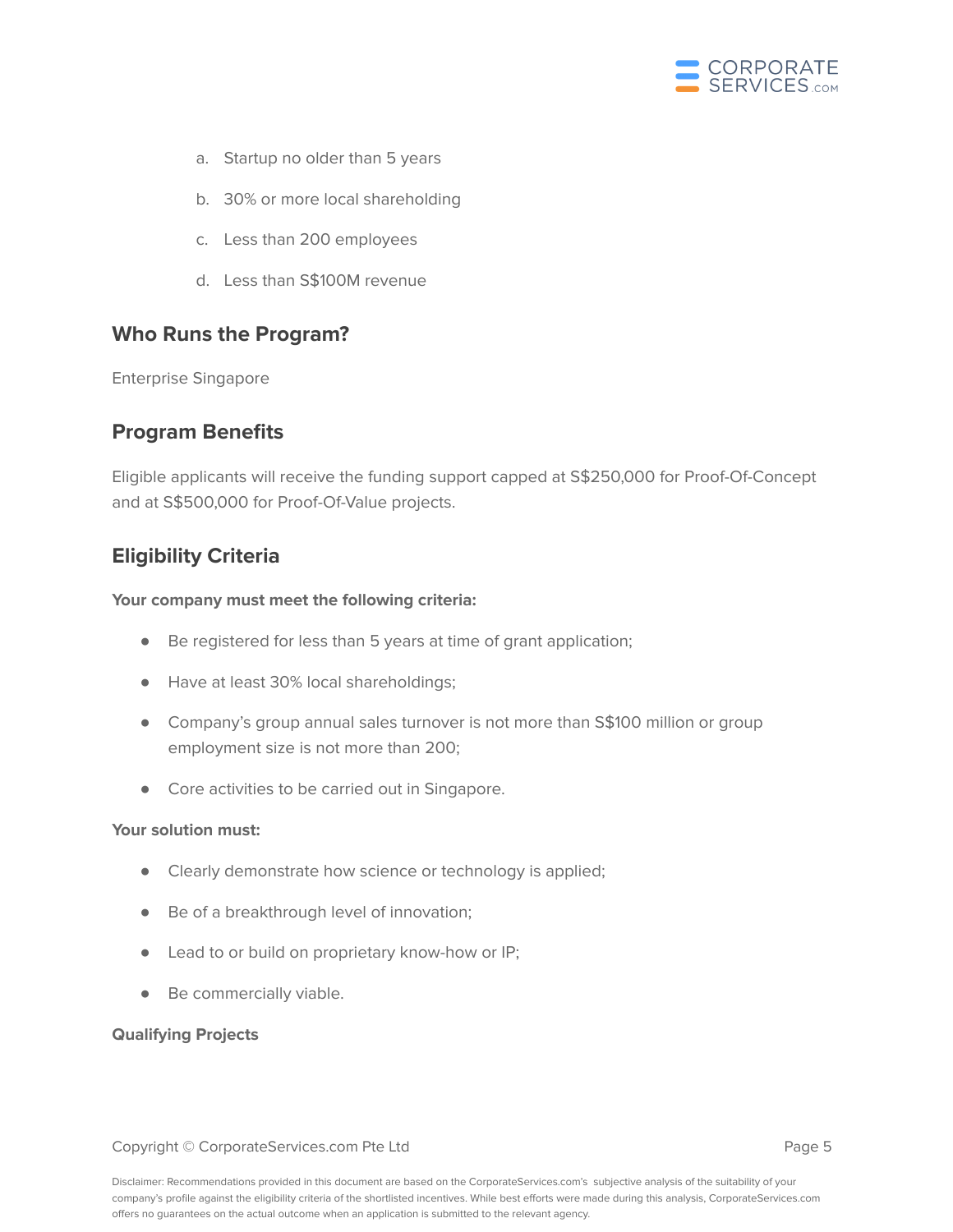a. Startup no older than 5 years

b. 30% or more local shareholding

c. Less than 200 employees

d. Less than S$100M revenue

## Who Runs the Program?

Enterprise Singapore

## Program Benefits

Eligible applicants will receive the funding support capped at S$250,000 for Proof-Of-Concept and at S$500,000 for Proof-Of-Value projects.

## Eligibility Criteria

**Your company must meet the following criteria:**

- Be registered for less than 5 years at time of grant application;
- Have at least 30% local shareholdings;
- Company's group annual sales turnover is not more than S$100 million or group employment size is not more than 200;
- Core activities to be carried out in Singapore.

**Your solution must:**

- Clearly demonstrate how science or technology is applied;
- Be of a breakthrough level of innovation;
- Lead to or build on proprietary know-how or IP;
- Be commercially viable.

**Qualifying Projects**

Disclaimer: Recommendations provided in this document are based on the CorporateServices.com's subjective analysis of the suitability of your company's profile against the eligibility criteria of the shortlisted incentives. While best efforts were made during this analysis, CorporateServices.com offers no guarantees on the actual outcome when an application is submitted to the relevant agency.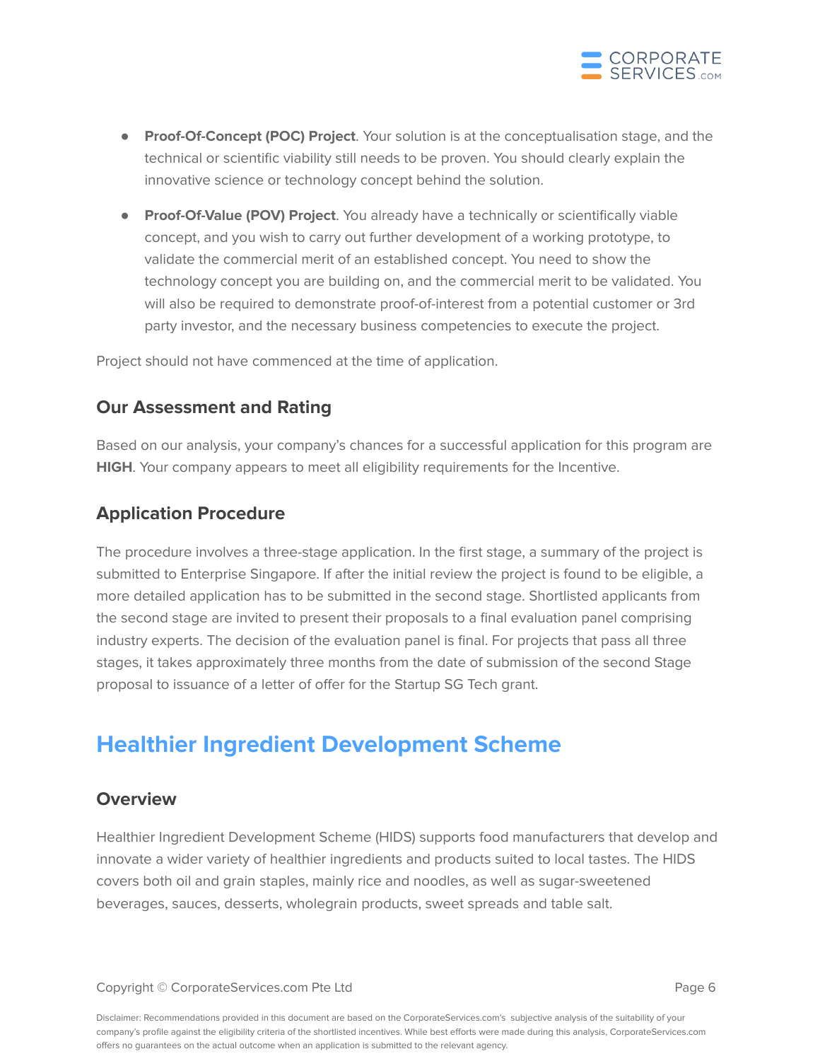- **Proof-Of-Concept (POC) Project**. Your solution is at the conceptualisation stage, and the technical or scientific viability still needs to be proven. You should clearly explain the innovative science or technology concept behind the solution.
- **Proof-Of-Value (POV) Project**. You already have a technically or scientifically viable concept, and you wish to carry out further development of a working prototype, to validate the commercial merit of an established concept. You need to show the technology concept you are building on, and the commercial merit to be validated. You will also be required to demonstrate proof-of-interest from a potential customer or 3rd party investor, and the necessary business competencies to execute the project.

Project should not have commenced at the time of application.

### Our Assessment and Rating

Based on our analysis, your company's chances for a successful application for this program are **HIGH**. Your company appears to meet all eligibility requirements for the Incentive.

### Application Procedure

The procedure involves a three-stage application. In the first stage, a summary of the project is submitted to Enterprise Singapore. If after the initial review the project is found to be eligible, a more detailed application has to be submitted in the second stage. Shortlisted applicants from the second stage are invited to present their proposals to a final evaluation panel comprising industry experts. The decision of the evaluation panel is final. For projects that pass all three stages, it takes approximately three months from the date of submission of the second Stage proposal to issuance of a letter of offer for the Startup SG Tech grant.

## Healthier Ingredient Development Scheme

### Overview

Healthier Ingredient Development Scheme (HIDS) supports food manufacturers that develop and innovate a wider variety of healthier ingredients and products suited to local tastes. The HIDS covers both oil and grain staples, mainly rice and noodles, as well as sugar-sweetened beverages, sauces, desserts, wholegrain products, sweet spreads and table salt.

Disclaimer: Recommendations provided in this document are based on the CorporateServices.com's subjective analysis of the suitability of your company's profile against the eligibility criteria of the shortlisted incentives. While best efforts were made during this analysis, CorporateServices.com offers no guarantees on the actual outcome when an application is submitted to the relevant agency.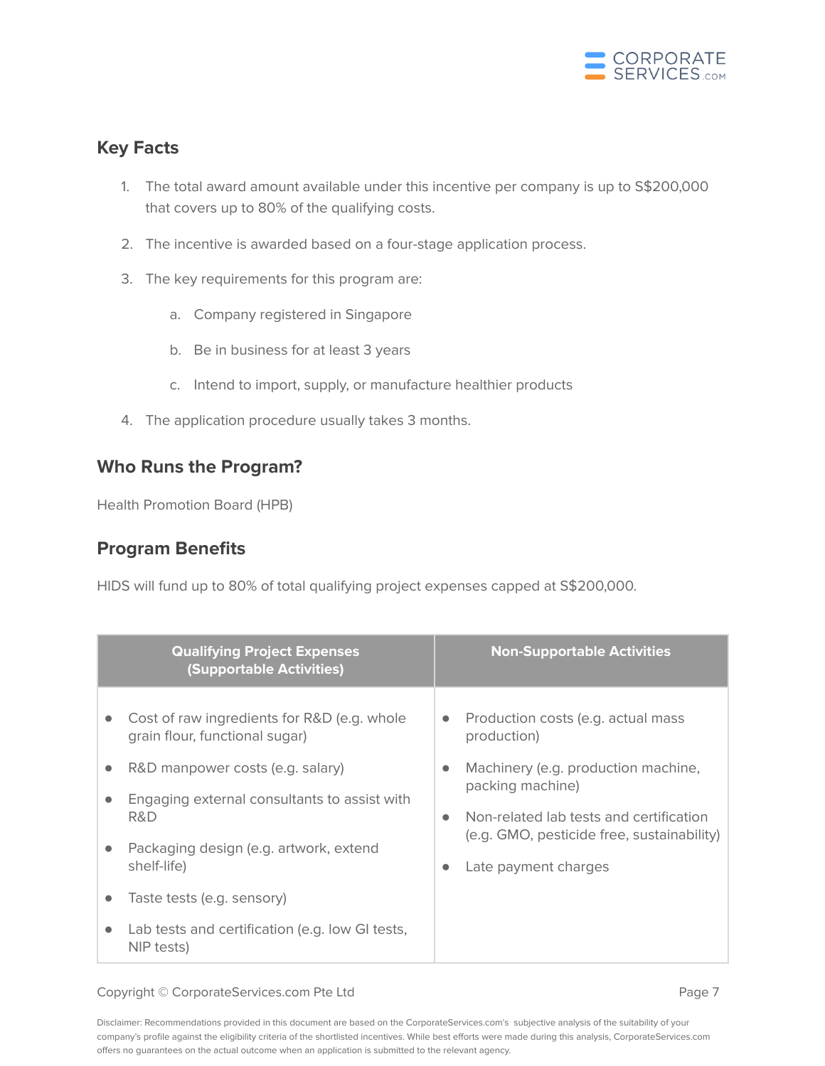## Key Facts

1. The total award amount available under this incentive per company is up to S$200,000 that covers up to 80% of the qualifying costs.
2. The incentive is awarded based on a four-stage application process.
3. The key requirements for this program are:
   a. Company registered in Singapore
   b. Be in business for at least 3 years
   c. Intend to import, supply, or manufacture healthier products
4. The application procedure usually takes 3 months.

## Who Runs the Program?

Health Promotion Board (HPB)

## Program Benefits

HIDS will fund up to 80% of total qualifying project expenses capped at S$200,000.

| Qualifying Project Expenses (Supportable Activities) | Non-Supportable Activities |
| --- | --- |
| • Cost of raw ingredients for R&D (e.g. whole grain flour, functional sugar)<br>• R&D manpower costs (e.g. salary)<br>• Engaging external consultants to assist with R&D<br>• Packaging design (e.g. artwork, extend shelf-life)<br>• Taste tests (e.g. sensory)<br>• Lab tests and certification (e.g. low GI tests, NIP tests) | • Production costs (e.g. actual mass production)<br>• Machinery (e.g. production machine, packing machine)<br>• Non-related lab tests and certification (e.g. GMO, pesticide free, sustainability)<br>• Late payment charges |

Copyright © CorporateServices.com Pte Ltd

Disclaimer: Recommendations provided in this document are based on the CorporateServices.com's subjective analysis of the suitability of your company's profile against the eligibility criteria of the shortlisted incentives. While best efforts were made during this analysis, CorporateServices.com offers no guarantees on the actual outcome when an application is submitted to the relevant agency.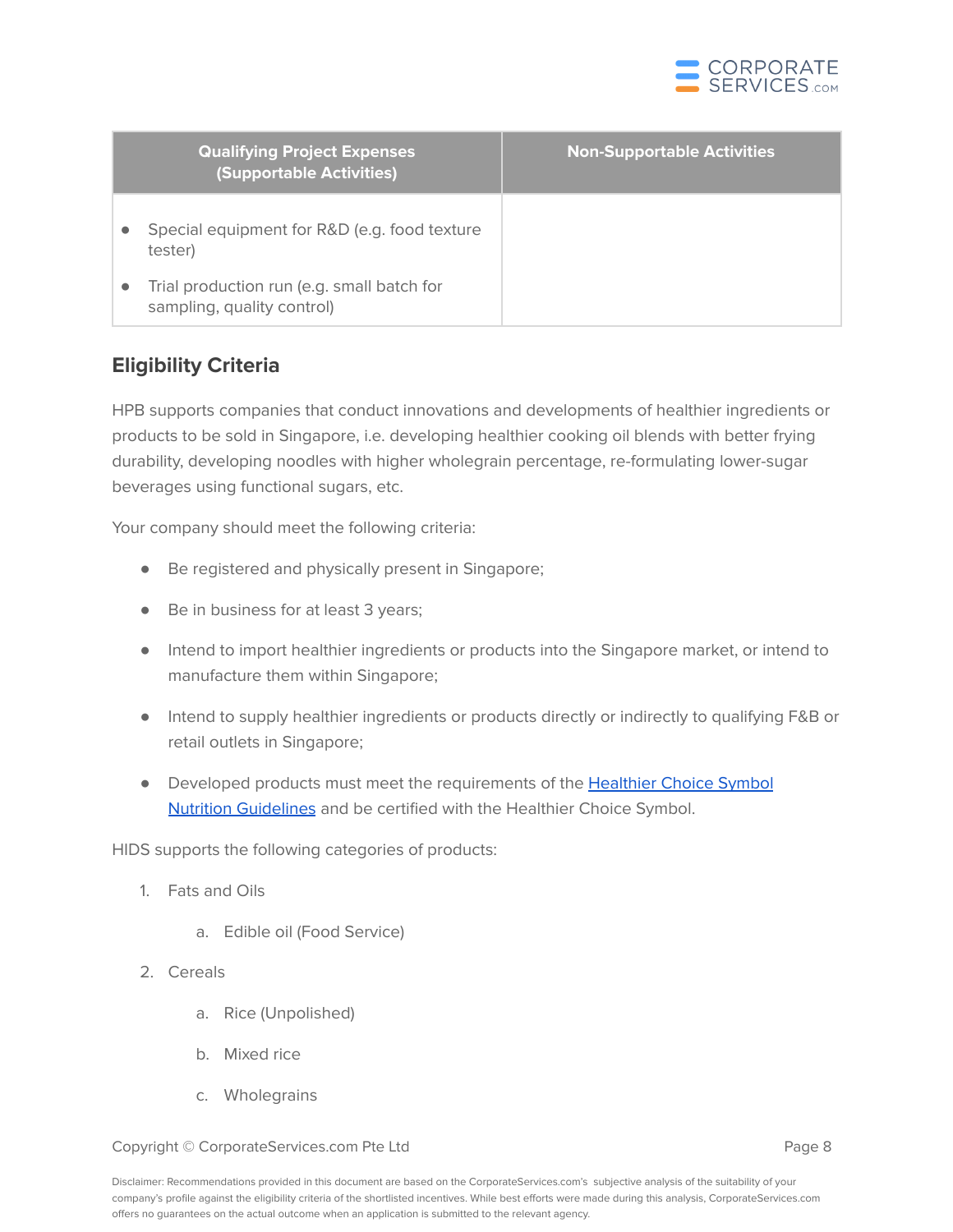| Qualifying Project Expenses (Supportable Activities) | Non-Supportable Activities |
| --- | --- |
| • Special equipment for R&D (e.g. food texture tester)<br>• Trial production run (e.g. small batch for sampling, quality control) | |

## Eligibility Criteria

HPB supports companies that conduct innovations and developments of healthier ingredients or products to be sold in Singapore, i.e. developing healthier cooking oil blends with better frying durability, developing noodles with higher wholegrain percentage, re-formulating lower-sugar beverages using functional sugars, etc.

Your company should meet the following criteria:

- Be registered and physically present in Singapore;
- Be in business for at least 3 years;
- Intend to import healthier ingredients or products into the Singapore market, or intend to manufacture them within Singapore;
- Intend to supply healthier ingredients or products directly or indirectly to qualifying F&B or retail outlets in Singapore;
- Developed products must meet the requirements of the Healthier Choice Symbol Nutrition Guidelines and be certified with the Healthier Choice Symbol.

HIDS supports the following categories of products:

1. Fats and Oils
    a. Edible oil (Food Service)
2. Cereals
    a. Rice (Unpolished)
    b. Mixed rice
    c. Wholegrains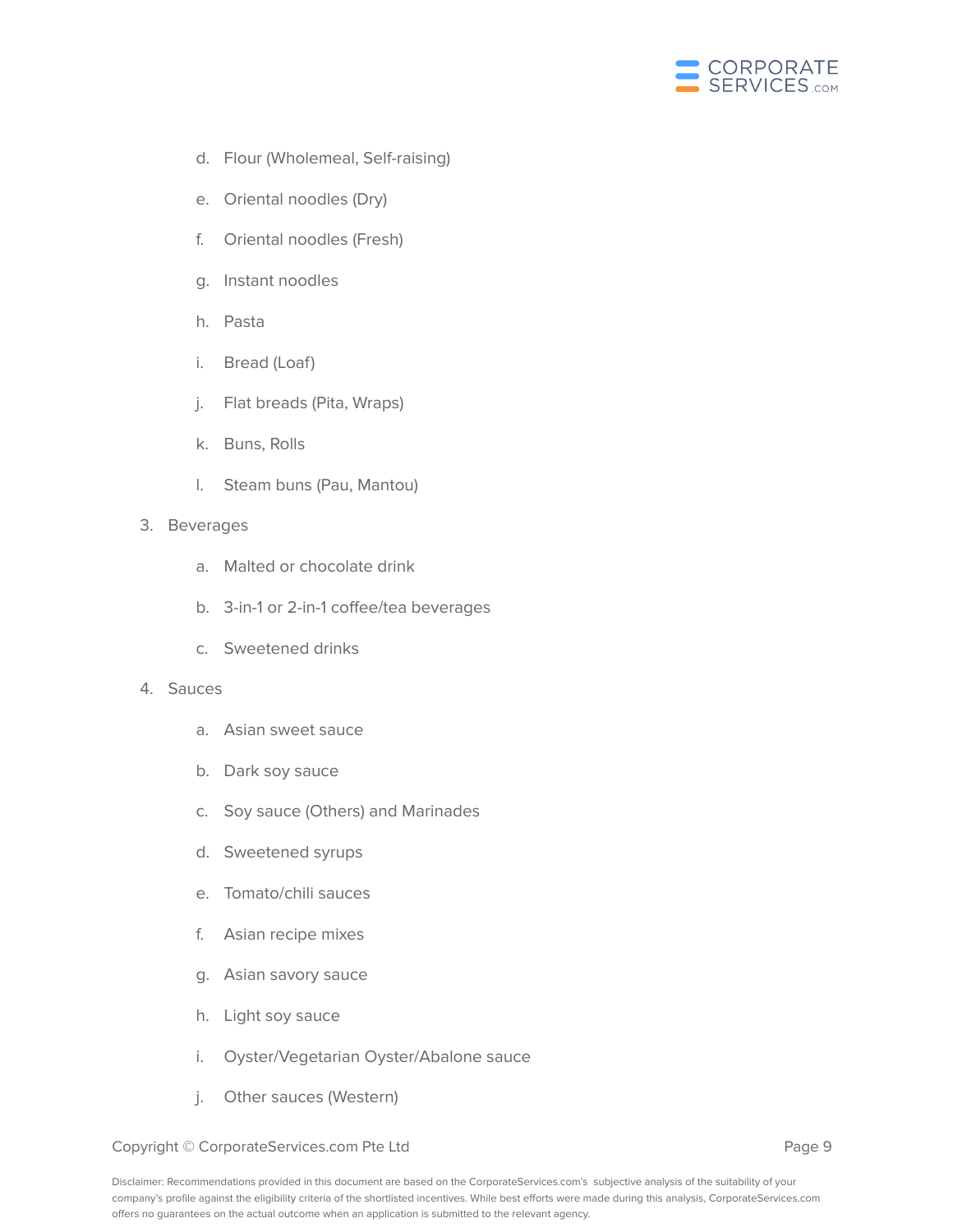d. Flour (Wholemeal, Self-raising)

   e. Oriental noodles (Dry)

   f. Oriental noodles (Fresh)

   g. Instant noodles

   h. Pasta

   i. Bread (Loaf)

   j. Flat breads (Pita, Wraps)

   k. Buns, Rolls

   l. Steam buns (Pau, Mantou)

3. Beverages

   a. Malted or chocolate drink

   b. 3-in-1 or 2-in-1 coffee/tea beverages

   c. Sweetened drinks

4. Sauces

   a. Asian sweet sauce

   b. Dark soy sauce

   c. Soy sauce (Others) and Marinades

   d. Sweetened syrups

   e. Tomato/chili sauces

   f. Asian recipe mixes

   g. Asian savory sauce

   h. Light soy sauce

   i. Oyster/Vegetarian Oyster/Abalone sauce

   j. Other sauces (Western)

Disclaimer: Recommendations provided in this document are based on the CorporateServices.com's subjective analysis of the suitability of your company's profile against the eligibility criteria of the shortlisted incentives. While best efforts were made during this analysis, CorporateServices.com offers no guarantees on the actual outcome when an application is submitted to the relevant agency.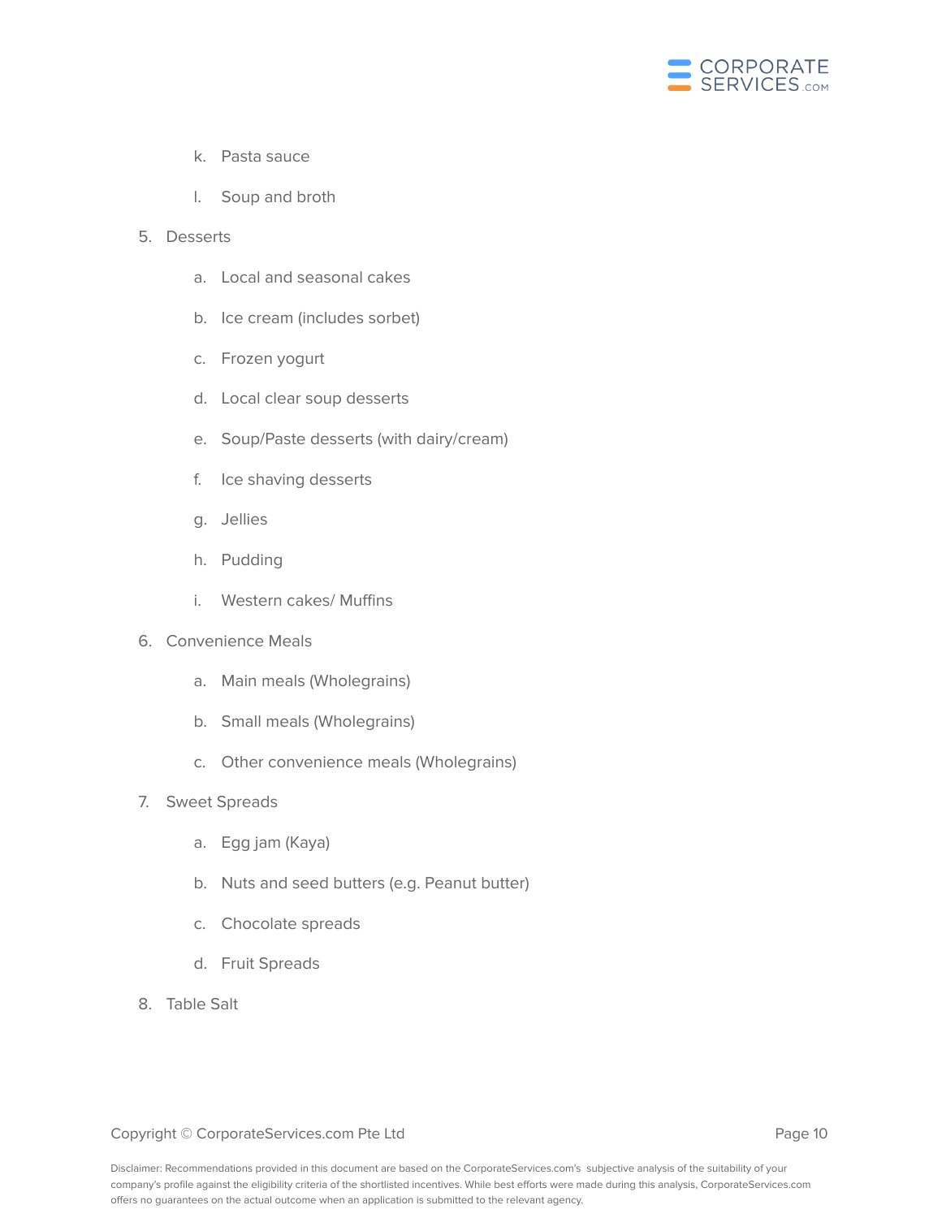k. Pasta sauce

l. Soup and broth

5. Desserts

    a. Local and seasonal cakes

    b. Ice cream (includes sorbet)

    c. Frozen yogurt

    d. Local clear soup desserts

    e. Soup/Paste desserts (with dairy/cream)

    f. Ice shaving desserts

    g. Jellies

    h. Pudding

    i. Western cakes/ Muffins

6. Convenience Meals

    a. Main meals (Wholegrains)

    b. Small meals (Wholegrains)

    c. Other convenience meals (Wholegrains)

7. Sweet Spreads

    a. Egg jam (Kaya)

    b. Nuts and seed butters (e.g. Peanut butter)

    c. Chocolate spreads

    d. Fruit Spreads

8. Table Salt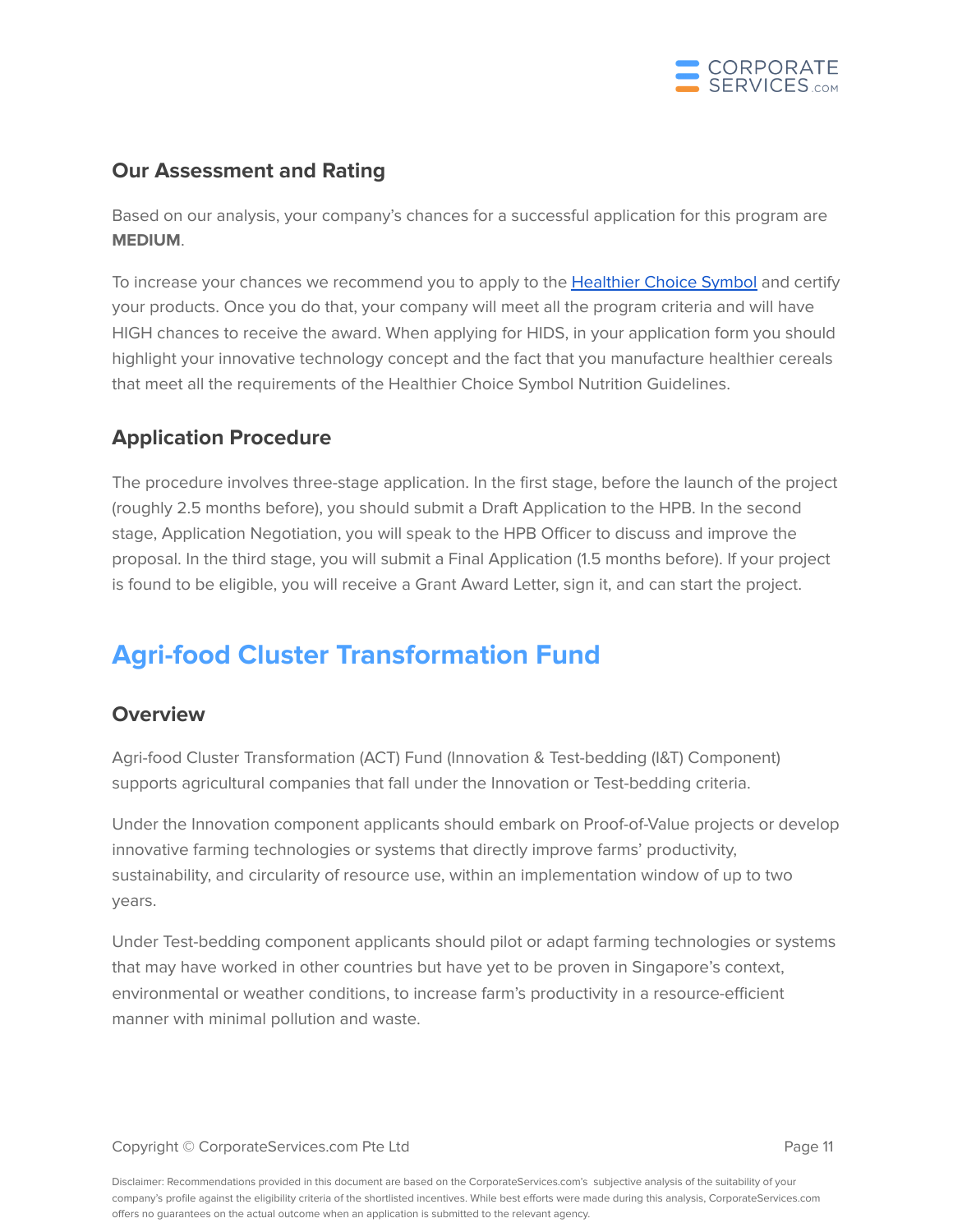### Our Assessment and Rating

Based on our analysis, your company's chances for a successful application for this program are **MEDIUM**.

To increase your chances we recommend you to apply to the [Healthier Choice Symbol] and certify your products. Once you do that, your company will meet all the program criteria and will have HIGH chances to receive the award. When applying for HIDS, in your application form you should highlight your innovative technology concept and the fact that you manufacture healthier cereals that meet all the requirements of the Healthier Choice Symbol Nutrition Guidelines.

### Application Procedure

The procedure involves three-stage application. In the first stage, before the launch of the project (roughly 2.5 months before), you should submit a Draft Application to the HPB. In the second stage, Application Negotiation, you will speak to the HPB Officer to discuss and improve the proposal. In the third stage, you will submit a Final Application (1.5 months before). If your project is found to be eligible, you will receive a Grant Award Letter, sign it, and can start the project.

## Agri-food Cluster Transformation Fund

### Overview

Agri-food Cluster Transformation (ACT) Fund (Innovation & Test-bedding (I&T) Component) supports agricultural companies that fall under the Innovation or Test-bedding criteria.

Under the Innovation component applicants should embark on Proof-of-Value projects or develop innovative farming technologies or systems that directly improve farms' productivity, sustainability, and circularity of resource use, within an implementation window of up to two years.

Under Test-bedding component applicants should pilot or adapt farming technologies or systems that may have worked in other countries but have yet to be proven in Singapore's context, environmental or weather conditions, to increase farm's productivity in a resource-efficient manner with minimal pollution and waste.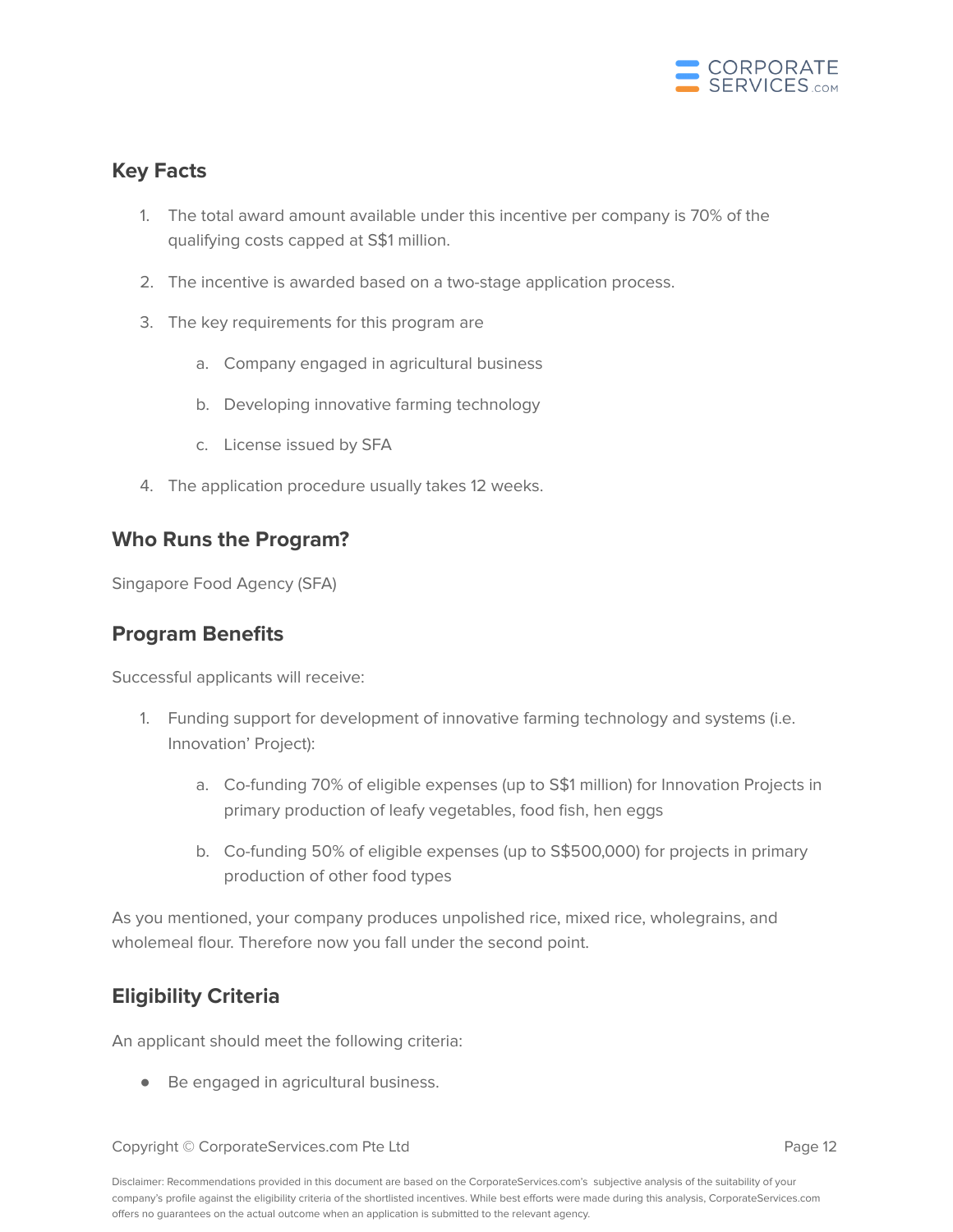## Key Facts

1. The total award amount available under this incentive per company is 70% of the qualifying costs capped at S$1 million.
2. The incentive is awarded based on a two-stage application process.
3. The key requirements for this program are
    a. Company engaged in agricultural business
    b. Developing innovative farming technology
    c. License issued by SFA
4. The application procedure usually takes 12 weeks.

## Who Runs the Program?

Singapore Food Agency (SFA)

## Program Benefits

Successful applicants will receive:

1. Funding support for development of innovative farming technology and systems (i.e. Innovation' Project):
    a. Co-funding 70% of eligible expenses (up to S$1 million) for Innovation Projects in primary production of leafy vegetables, food fish, hen eggs
    b. Co-funding 50% of eligible expenses (up to S$500,000) for projects in primary production of other food types

As you mentioned, your company produces unpolished rice, mixed rice, wholegrains, and wholemeal flour. Therefore now you fall under the second point.

## Eligibility Criteria

An applicant should meet the following criteria:

- Be engaged in agricultural business.

Disclaimer: Recommendations provided in this document are based on the CorporateServices.com's subjective analysis of the suitability of your company's profile against the eligibility criteria of the shortlisted incentives. While best efforts were made during this analysis, CorporateServices.com offers no guarantees on the actual outcome when an application is submitted to the relevant agency.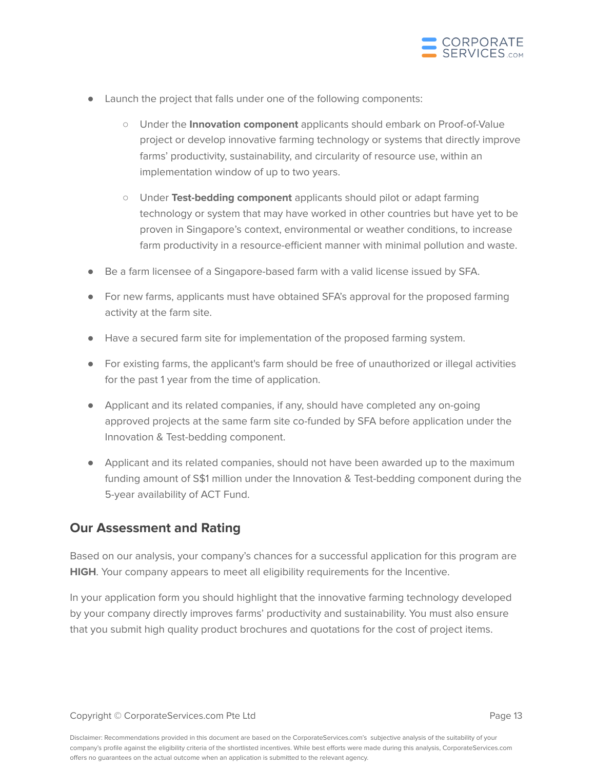- Launch the project that falls under one of the following components:
  - Under the **Innovation component** applicants should embark on Proof-of-Value project or develop innovative farming technology or systems that directly improve farms' productivity, sustainability, and circularity of resource use, within an implementation window of up to two years.
  - Under **Test-bedding component** applicants should pilot or adapt farming technology or system that may have worked in other countries but have yet to be proven in Singapore's context, environmental or weather conditions, to increase farm productivity in a resource-efficient manner with minimal pollution and waste.
- Be a farm licensee of a Singapore-based farm with a valid license issued by SFA.
- For new farms, applicants must have obtained SFA's approval for the proposed farming activity at the farm site.
- Have a secured farm site for implementation of the proposed farming system.
- For existing farms, the applicant's farm should be free of unauthorized or illegal activities for the past 1 year from the time of application.
- Applicant and its related companies, if any, should have completed any on-going approved projects at the same farm site co-funded by SFA before application under the Innovation & Test-bedding component.
- Applicant and its related companies, should not have been awarded up to the maximum funding amount of S$1 million under the Innovation & Test-bedding component during the 5-year availability of ACT Fund.

## Our Assessment and Rating

Based on our analysis, your company's chances for a successful application for this program are **HIGH**. Your company appears to meet all eligibility requirements for the Incentive.

In your application form you should highlight that the innovative farming technology developed by your company directly improves farms' productivity and sustainability. You must also ensure that you submit high quality product brochures and quotations for the cost of project items.

Disclaimer: Recommendations provided in this document are based on the CorporateServices.com's subjective analysis of the suitability of your company's profile against the eligibility criteria of the shortlisted incentives. While best efforts were made during this analysis, CorporateServices.com offers no guarantees on the actual outcome when an application is submitted to the relevant agency.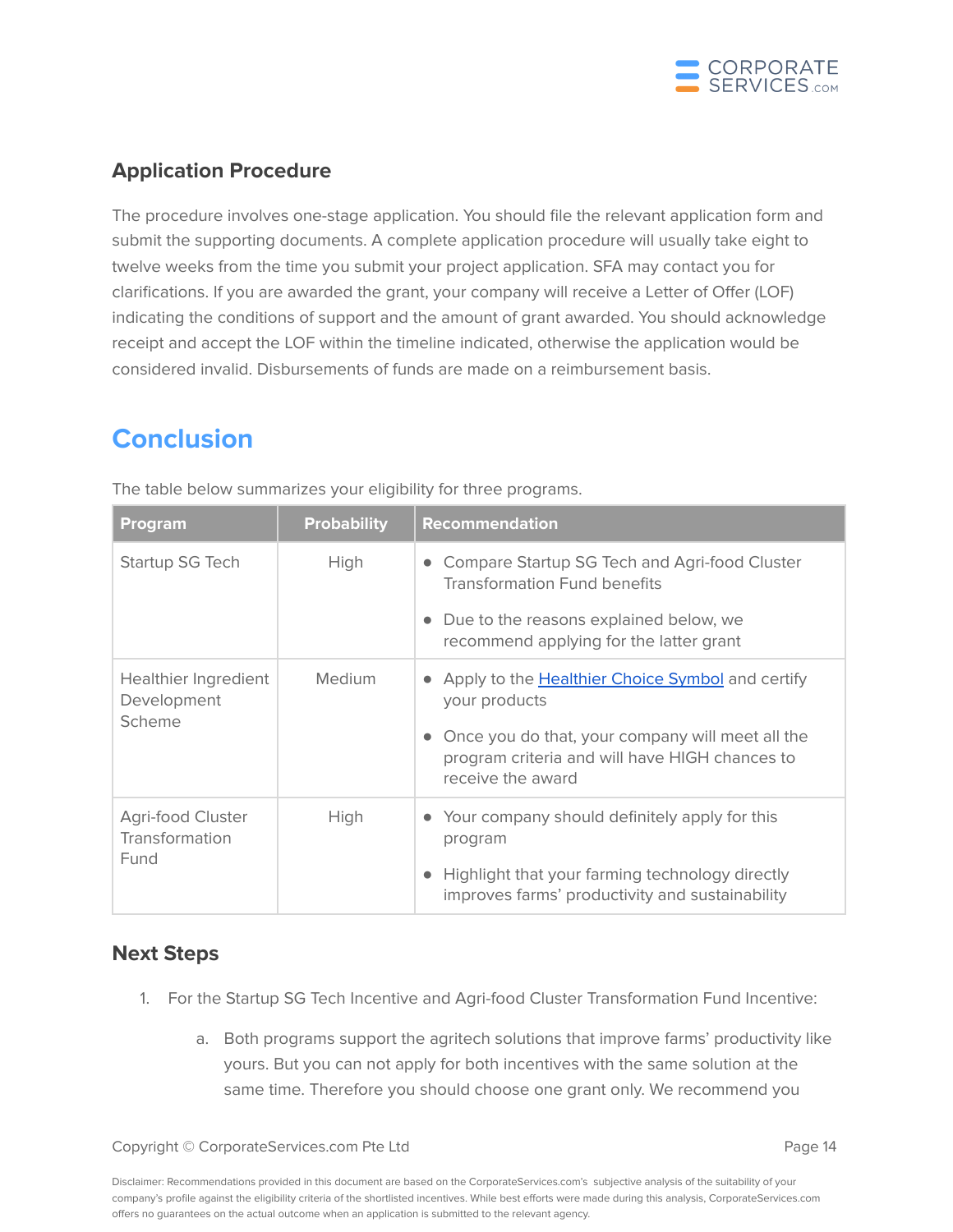### Application Procedure

The procedure involves one-stage application. You should file the relevant application form and submit the supporting documents. A complete application procedure will usually take eight to twelve weeks from the time you submit your project application. SFA may contact you for clarifications. If you are awarded the grant, your company will receive a Letter of Offer (LOF) indicating the conditions of support and the amount of grant awarded. You should acknowledge receipt and accept the LOF within the timeline indicated, otherwise the application would be considered invalid. Disbursements of funds are made on a reimbursement basis.

## Conclusion

The table below summarizes your eligibility for three programs.

| Program | Probability | Recommendation |
|---|---|---|
| Startup SG Tech | High | • Compare Startup SG Tech and Agri-food Cluster Transformation Fund benefits<br>• Due to the reasons explained below, we recommend applying for the latter grant |
| Healthier Ingredient Development Scheme | Medium | • Apply to the Healthier Choice Symbol and certify your products<br>• Once you do that, your company will meet all the program criteria and will have HIGH chances to receive the award |
| Agri-food Cluster Transformation Fund | High | • Your company should definitely apply for this program<br>• Highlight that your farming technology directly improves farms' productivity and sustainability |

### Next Steps

1. For the Startup SG Tech Incentive and Agri-food Cluster Transformation Fund Incentive:
    a. Both programs support the agritech solutions that improve farms' productivity like yours. But you can not apply for both incentives with the same solution at the same time. Therefore you should choose one grant only. We recommend you

Disclaimer: Recommendations provided in this document are based on the CorporateServices.com's subjective analysis of the suitability of your company's profile against the eligibility criteria of the shortlisted incentives. While best efforts were made during this analysis, CorporateServices.com offers no guarantees on the actual outcome when an application is submitted to the relevant agency.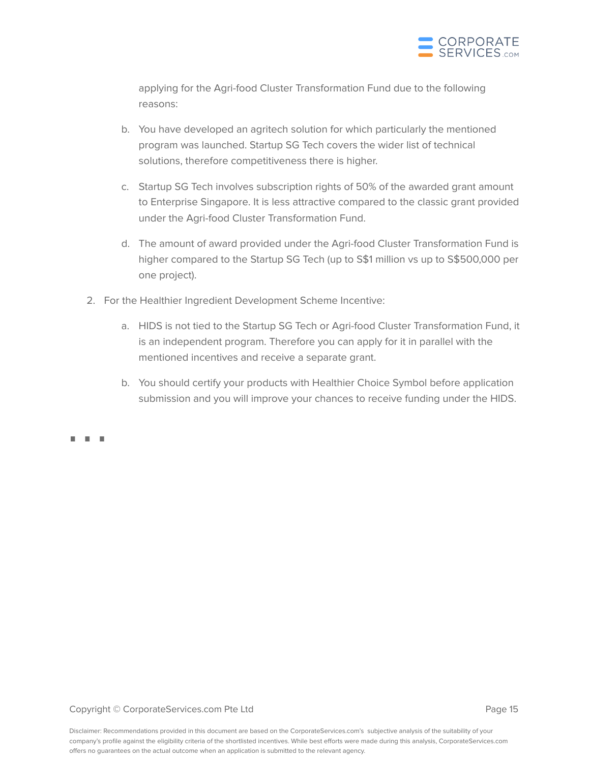applying for the Agri-food Cluster Transformation Fund due to the following reasons:

b. You have developed an agritech solution for which particularly the mentioned program was launched. Startup SG Tech covers the wider list of technical solutions, therefore competitiveness there is higher.

c. Startup SG Tech involves subscription rights of 50% of the awarded grant amount to Enterprise Singapore. It is less attractive compared to the classic grant provided under the Agri-food Cluster Transformation Fund.

d. The amount of award provided under the Agri-food Cluster Transformation Fund is higher compared to the Startup SG Tech (up to S$1 million vs up to S$500,000 per one project).

2. For the Healthier Ingredient Development Scheme Incentive:

   a. HIDS is not tied to the Startup SG Tech or Agri-food Cluster Transformation Fund, it is an independent program. Therefore you can apply for it in parallel with the mentioned incentives and receive a separate grant.

   b. You should certify your products with Healthier Choice Symbol before application submission and you will improve your chances to receive funding under the HIDS.

■ ■ ■

Disclaimer: Recommendations provided in this document are based on the CorporateServices.com's subjective analysis of the suitability of your company's profile against the eligibility criteria of the shortlisted incentives. While best efforts were made during this analysis, CorporateServices.com offers no guarantees on the actual outcome when an application is submitted to the relevant agency.